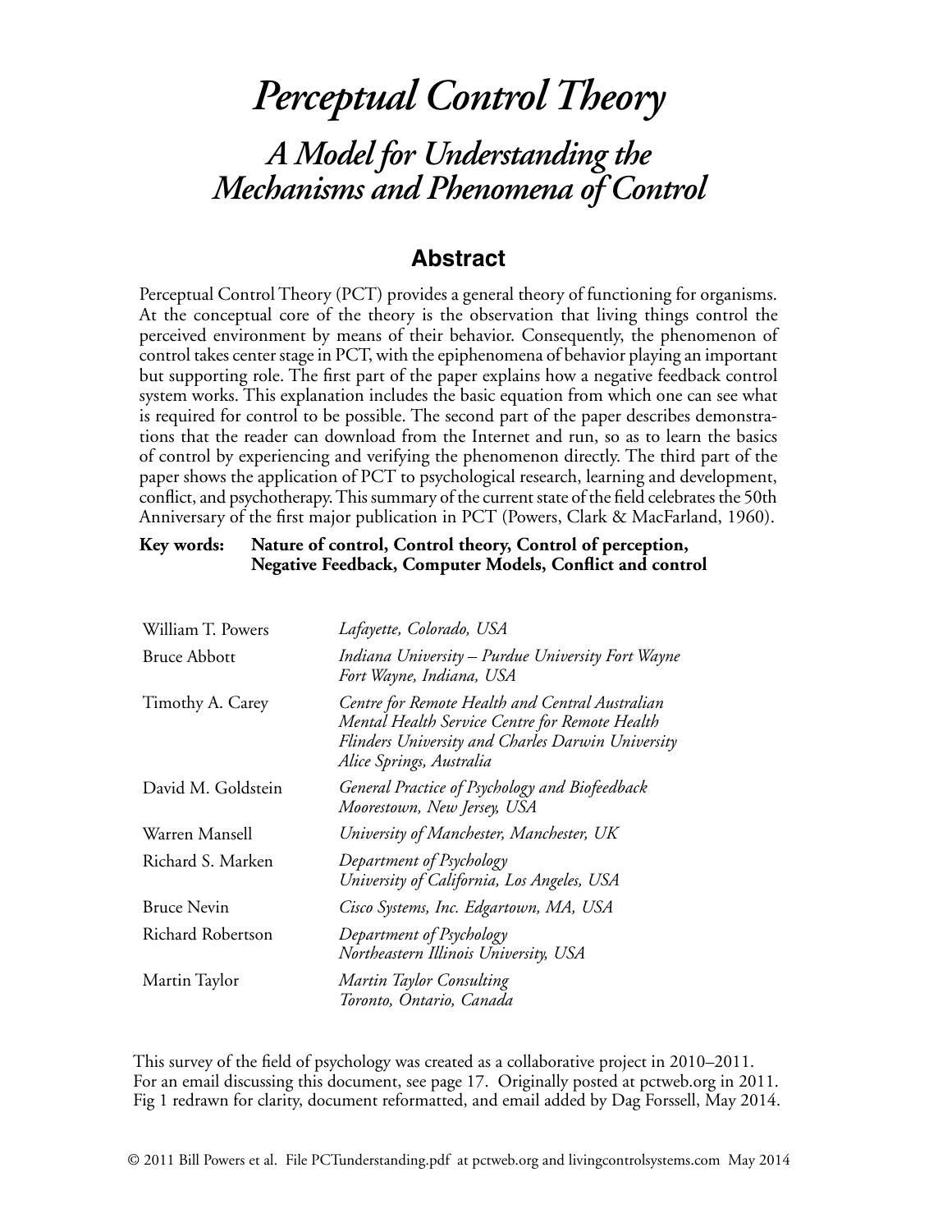# *Perceptual Control Theory*

## *A Model for Understanding the Mechanisms and Phenomena of Control*

### Abstract

Perceptual Control Theory (PCT) provides a general theory of functioning for organisms. At the conceptual core of the theory is the observation that living things control the perceived environment by means of their behavior. Consequently, the phenomenon of control takes center stage in PCT, with the epiphenomena of behavior playing an important but supporting role. The first part of the paper explains how a negative feedback control system works. This explanation includes the basic equation from which one can see what is required for control to be possible. The second part of the paper describes demonstrations that the reader can download from the Internet and run, so as to learn the basics of control by experiencing and verifying the phenomenon directly. The third part of the paper shows the application of PCT to psychological research, learning and development, conflict, and psychotherapy. This summary of the current state of the field celebrates the 50th Anniversary of the first major publication in PCT (Powers, Clark & MacFarland, 1960).

**Key words: Nature of control, Control theory, Control of perception, Negative Feedback, Computer Models, Conflict and control**

| | |
|---|---|
| William T. Powers | *Lafayette, Colorado, USA* |
| Bruce Abbott | *Indiana University – Purdue University Fort Wayne Fort Wayne, Indiana, USA* |
| Timothy A. Carey | *Centre for Remote Health and Central Australian Mental Health Service Centre for Remote Health Flinders University and Charles Darwin University Alice Springs, Australia* |
| David M. Goldstein | *General Practice of Psychology and Biofeedback Moorestown, New Jersey, USA* |
| Warren Mansell | *University of Manchester, Manchester, UK* |
| Richard S. Marken | *Department of Psychology University of California, Los Angeles, USA* |
| Bruce Nevin | *Cisco Systems, Inc. Edgartown, MA, USA* |
| Richard Robertson | *Department of Psychology Northeastern Illinois University, USA* |
| Martin Taylor | *Martin Taylor Consulting Toronto, Ontario, Canada* |

This survey of the field of psychology was created as a collaborative project in 2010–2011.
For an email discussing this document, see page 17. Originally posted at pctweb.org in 2011.
Fig 1 redrawn for clarity, document reformatted, and email added by Dag Forssell, May 2014.

© 2011 Bill Powers et al. File PCTunderstanding.pdf at pctweb.org and livingcontrolsystems.com May 2014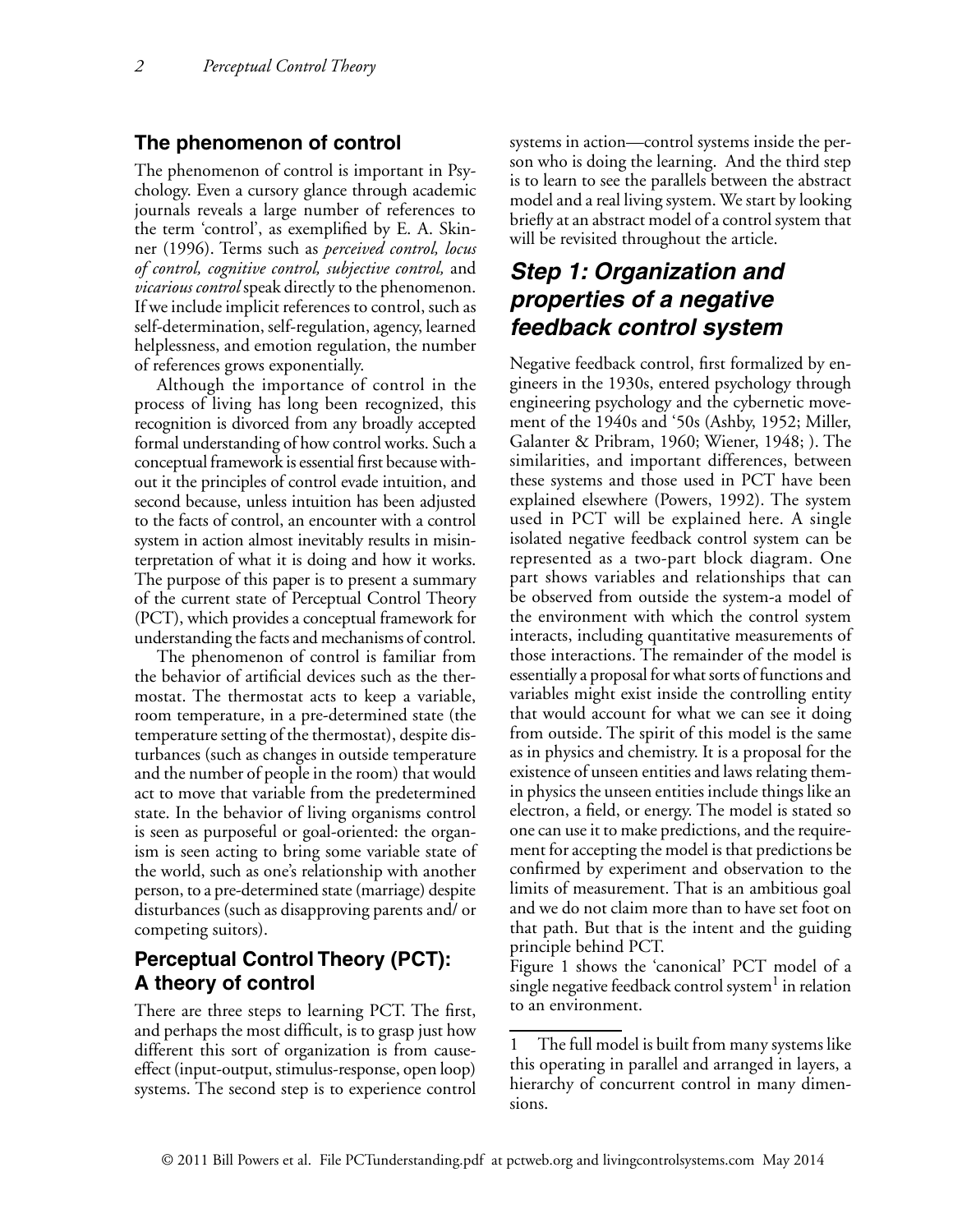## The phenomenon of control

The phenomenon of control is important in Psychology. Even a cursory glance through academic journals reveals a large number of references to the term 'control', as exemplified by E. A. Skinner (1996). Terms such as *perceived control, locus of control, cognitive control, subjective control,* and *vicarious control* speak directly to the phenomenon. If we include implicit references to control, such as self-determination, self-regulation, agency, learned helplessness, and emotion regulation, the number of references grows exponentially.

Although the importance of control in the process of living has long been recognized, this recognition is divorced from any broadly accepted formal understanding of how control works. Such a conceptual framework is essential first because without it the principles of control evade intuition, and second because, unless intuition has been adjusted to the facts of control, an encounter with a control system in action almost inevitably results in misinterpretation of what it is doing and how it works. The purpose of this paper is to present a summary of the current state of Perceptual Control Theory (PCT), which provides a conceptual framework for understanding the facts and mechanisms of control.

The phenomenon of control is familiar from the behavior of artificial devices such as the thermostat. The thermostat acts to keep a variable, room temperature, in a pre-determined state (the temperature setting of the thermostat), despite disturbances (such as changes in outside temperature and the number of people in the room) that would act to move that variable from the predetermined state. In the behavior of living organisms control is seen as purposeful or goal-oriented: the organism is seen acting to bring some variable state of the world, such as one's relationship with another person, to a pre-determined state (marriage) despite disturbances (such as disapproving parents and/ or competing suitors).

## Perceptual Control Theory (PCT): A theory of control

There are three steps to learning PCT. The first, and perhaps the most difficult, is to grasp just how different this sort of organization is from cause-effect (input-output, stimulus-response, open loop) systems. The second step is to experience control systems in action—control systems inside the person who is doing the learning. And the third step is to learn to see the parallels between the abstract model and a real living system. We start by looking briefly at an abstract model of a control system that will be revisited throughout the article.

## *Step 1: Organization and properties of a negative feedback control system*

Negative feedback control, first formalized by engineers in the 1930s, entered psychology through engineering psychology and the cybernetic movement of the 1940s and '50s (Ashby, 1952; Miller, Galanter & Pribram, 1960; Wiener, 1948; ). The similarities, and important differences, between these systems and those used in PCT have been explained elsewhere (Powers, 1992). The system used in PCT will be explained here. A single isolated negative feedback control system can be represented as a two-part block diagram. One part shows variables and relationships that can be observed from outside the system-a model of the environment with which the control system interacts, including quantitative measurements of those interactions. The remainder of the model is essentially a proposal for what sorts of functions and variables might exist inside the controlling entity that would account for what we can see it doing from outside. The spirit of this model is the same as in physics and chemistry. It is a proposal for the existence of unseen entities and laws relating them-in physics the unseen entities include things like an electron, a field, or energy. The model is stated so one can use it to make predictions, and the requirement for accepting the model is that predictions be confirmed by experiment and observation to the limits of measurement. That is an ambitious goal and we do not claim more than to have set foot on that path. But that is the intent and the guiding principle behind PCT.

Figure 1 shows the 'canonical' PCT model of a single negative feedback control system[1] in relation to an environment.

---

1 The full model is built from many systems like this operating in parallel and arranged in layers, a hierarchy of concurrent control in many dimensions.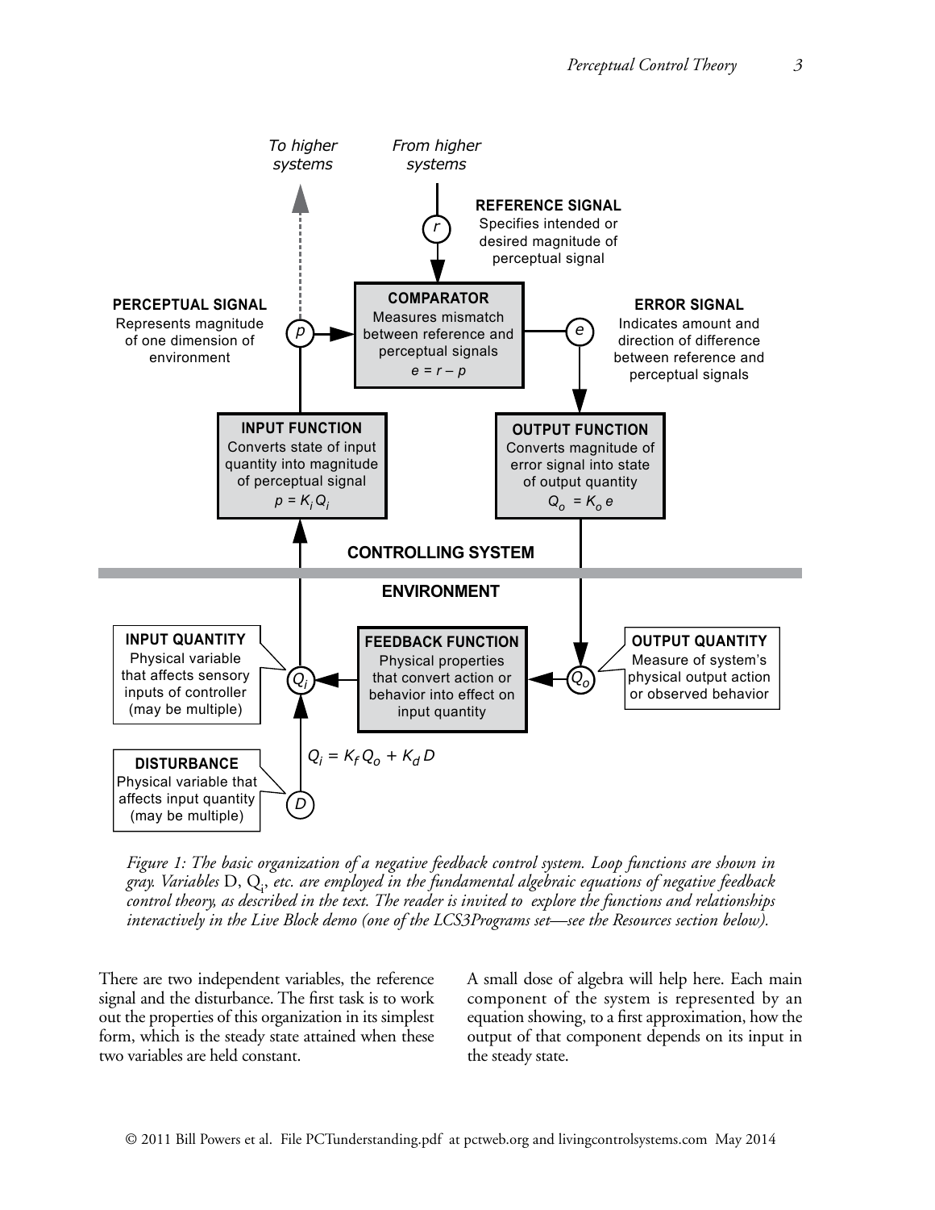To higher systems

From higher systems

**REFERENCE SIGNAL**
Specifies intended or desired magnitude of perceptual signal

**COMPARATOR**
Measures mismatch between reference and perceptual signals
$e = r - p$

**PERCEPTUAL SIGNAL**
Represents magnitude of one dimension of environment

**ERROR SIGNAL**
Indicates amount and direction of difference between reference and perceptual signals

**INPUT FUNCTION**
Converts state of input quantity into magnitude of perceptual signal
$p = K_i Q_i$

**OUTPUT FUNCTION**
Converts magnitude of error signal into state of output quantity
$Q_o = K_o e$

**CONTROLLING SYSTEM**

**ENVIRONMENT**

**INPUT QUANTITY**
Physical variable that affects sensory inputs of controller (may be multiple)

**FEEDBACK FUNCTION**
Physical properties that convert action or behavior into effect on input quantity

**OUTPUT QUANTITY**
Measure of system's physical output action or observed behavior

$Q_i = K_f Q_o + K_d D$

**DISTURBANCE**
Physical variable that affects input quantity (may be multiple)

*Figure 1: The basic organization of a negative feedback control system. Loop functions are shown in gray. Variables* D, $Q_i$, *etc. are employed in the fundamental algebraic equations of negative feedback control theory, as described in the text. The reader is invited to explore the functions and relationships interactively in the Live Block demo (one of the LCS3Programs set—see the Resources section below).*

There are two independent variables, the reference signal and the disturbance. The first task is to work out the properties of this organization in its simplest form, which is the steady state attained when these two variables are held constant.

A small dose of algebra will help here. Each main component of the system is represented by an equation showing, to a first approximation, how the output of that component depends on its input in the steady state.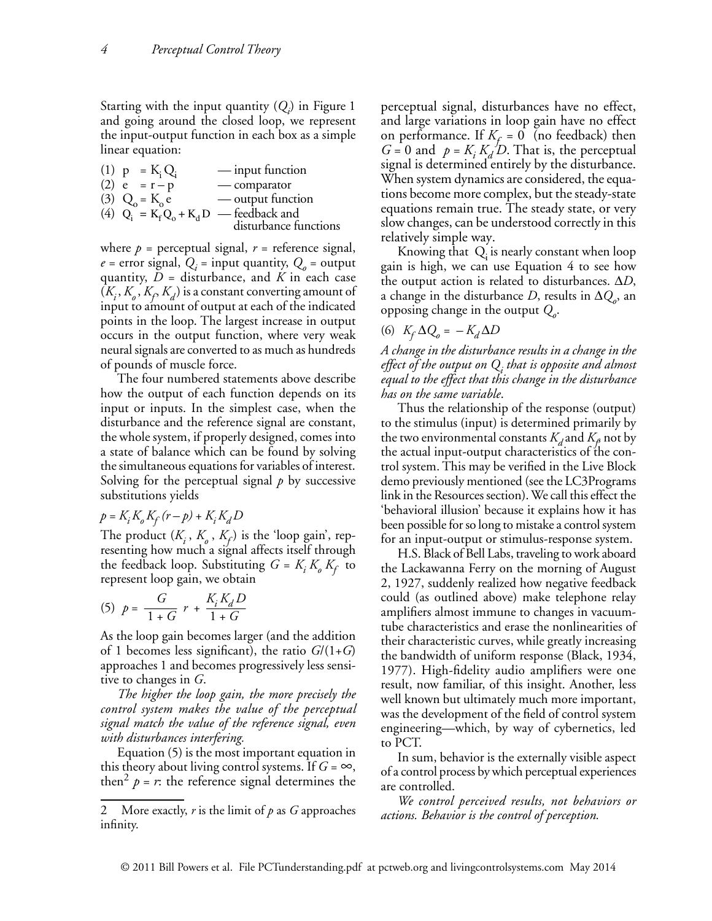Starting with the input quantity ($Q_i$) in Figure 1 and going around the closed loop, we represent the input-output function in each box as a simple linear equation:

(1) $p = K_i Q_i$ — input function
(2) $e = r - p$ — comparator
(3) $Q_o = K_o e$ — output function
(4) $Q_i = K_f Q_o + K_d D$ — feedback and disturbance functions

where $p$ = perceptual signal, $r$ = reference signal, $e$ = error signal, $Q_i$ = input quantity, $Q_o$ = output quantity, $D$ = disturbance, and $K$ in each case ($K_i$, $K_o$, $K_f$, $K_d$) is a constant converting amount of input to amount of output at each of the indicated points in the loop. The largest increase in output occurs in the output function, where very weak neural signals are converted to as much as hundreds of pounds of muscle force.

The four numbered statements above describe how the output of each function depends on its input or inputs. In the simplest case, when the disturbance and the reference signal are constant, the whole system, if properly designed, comes into a state of balance which can be found by solving the simultaneous equations for variables of interest. Solving for the perceptual signal $p$ by successive substitutions yields

$$p = K_i K_o K_f (r - p) + K_i K_d D$$

The product ($K_i$, $K_o$, $K_f$) is the 'loop gain', representing how much a signal affects itself through the feedback loop. Substituting $G = K_i K_o K_f$ to represent loop gain, we obtain

$$(5)\quad p = \frac{G}{1 + G}\, r + \frac{K_i K_d D}{1 + G}$$

As the loop gain becomes larger (and the addition of 1 becomes less significant), the ratio $G/(1+G)$ approaches 1 and becomes progressively less sensitive to changes in $G$.

*The higher the loop gain, the more precisely the control system makes the value of the perceptual signal match the value of the reference signal, even with disturbances interfering.*

Equation (5) is the most important equation in this theory about living control systems. If $G = \infty$, then[2] $p = r$: the reference signal determines the perceptual signal, disturbances have no effect, and large variations in loop gain have no effect on performance. If $K_f = 0$ (no feedback) then $G = 0$ and $p = K_i K_d D$. That is, the perceptual signal is determined entirely by the disturbance. When system dynamics are considered, the equations become more complex, but the steady-state equations remain true. The steady state, or very slow changes, can be understood correctly in this relatively simple way.

Knowing that $Q_i$ is nearly constant when loop gain is high, we can use Equation 4 to see how the output action is related to disturbances. $\Delta D$, a change in the disturbance $D$, results in $\Delta Q_o$, an opposing change in the output $Q_o$.

$$(6)\quad K_f \Delta Q_o = -K_d \Delta D$$

*A change in the disturbance results in a change in the effect of the output on $Q_i$ that is opposite and almost equal to the effect that this change in the disturbance has on the same variable.*

Thus the relationship of the response (output) to the stimulus (input) is determined primarily by the two environmental constants $K_d$ and $K_f$, not by the actual input-output characteristics of the control system. This may be verified in the Live Block demo previously mentioned (see the LC3Programs link in the Resources section). We call this effect the 'behavioral illusion' because it explains how it has been possible for so long to mistake a control system for an input-output or stimulus-response system.

H.S. Black of Bell Labs, traveling to work aboard the Lackawanna Ferry on the morning of August 2, 1927, suddenly realized how negative feedback could (as outlined above) make telephone relay amplifiers almost immune to changes in vacuum-tube characteristics and erase the nonlinearities of their characteristic curves, while greatly increasing the bandwidth of uniform response (Black, 1934, 1977). High-fidelity audio amplifiers were one result, now familiar, of this insight. Another, less well known but ultimately much more important, was the development of the field of control system engineering—which, by way of cybernetics, led to PCT.

In sum, behavior is the externally visible aspect of a control process by which perceptual experiences are controlled.

*We control perceived results, not behaviors or actions. Behavior is the control of perception.*

---

2 More exactly, $r$ is the limit of $p$ as $G$ approaches infinity.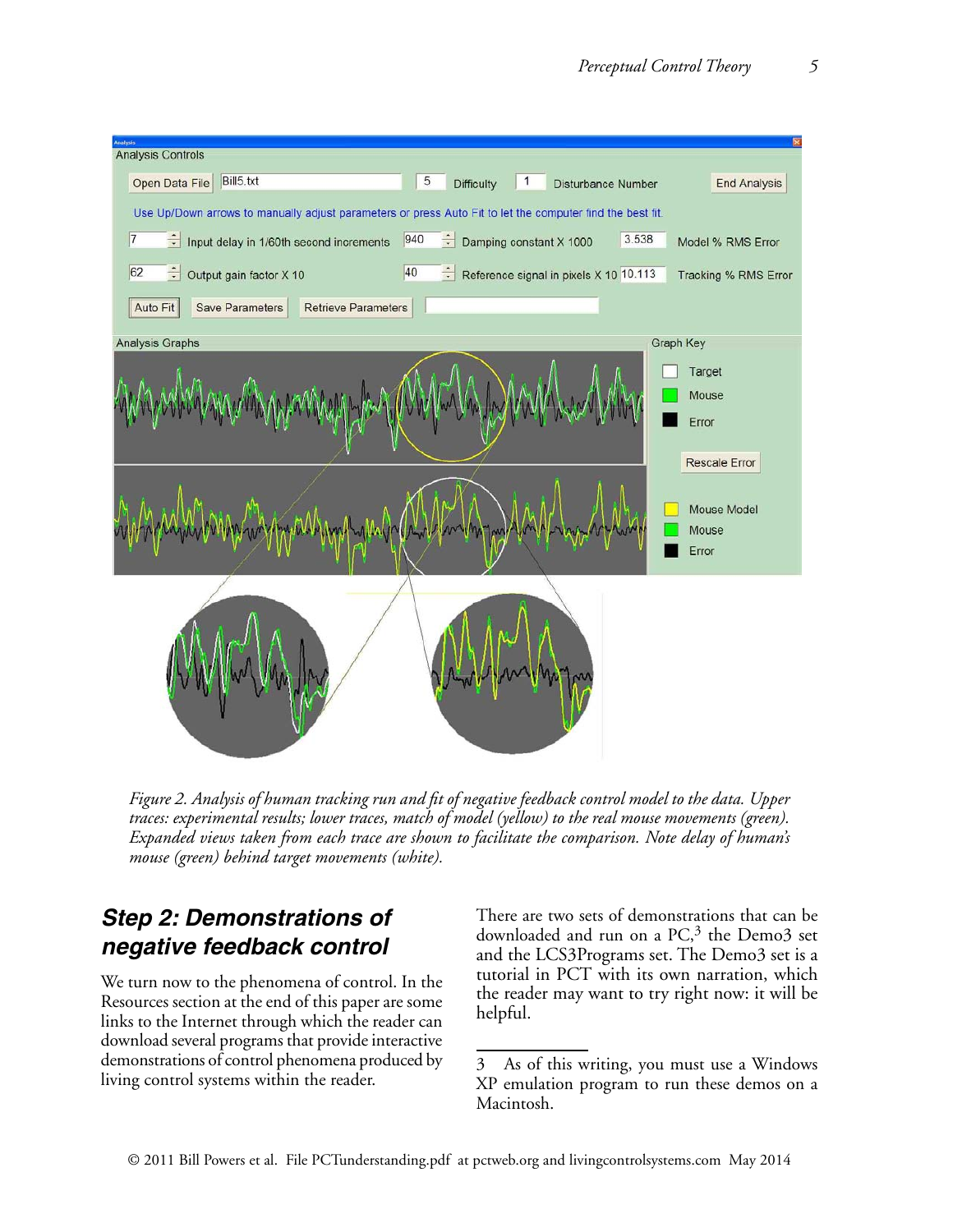*Figure 2. Analysis of human tracking run and fit of negative feedback control model to the data. Upper traces: experimental results; lower traces, match of model (yellow) to the real mouse movements (green). Expanded views taken from each trace are shown to facilitate the comparison. Note delay of human's mouse (green) behind target movements (white).*

## Step 2: Demonstrations of negative feedback control

We turn now to the phenomena of control. In the Resources section at the end of this paper are some links to the Internet through which the reader can download several programs that provide interactive demonstrations of control phenomena produced by living control systems within the reader.

There are two sets of demonstrations that can be downloaded and run on a PC,[3] the Demo3 set and the LCS3Programs set. The Demo3 set is a tutorial in PCT with its own narration, which the reader may want to try right now: it will be helpful.

---

3 As of this writing, you must use a Windows XP emulation program to run these demos on a Macintosh.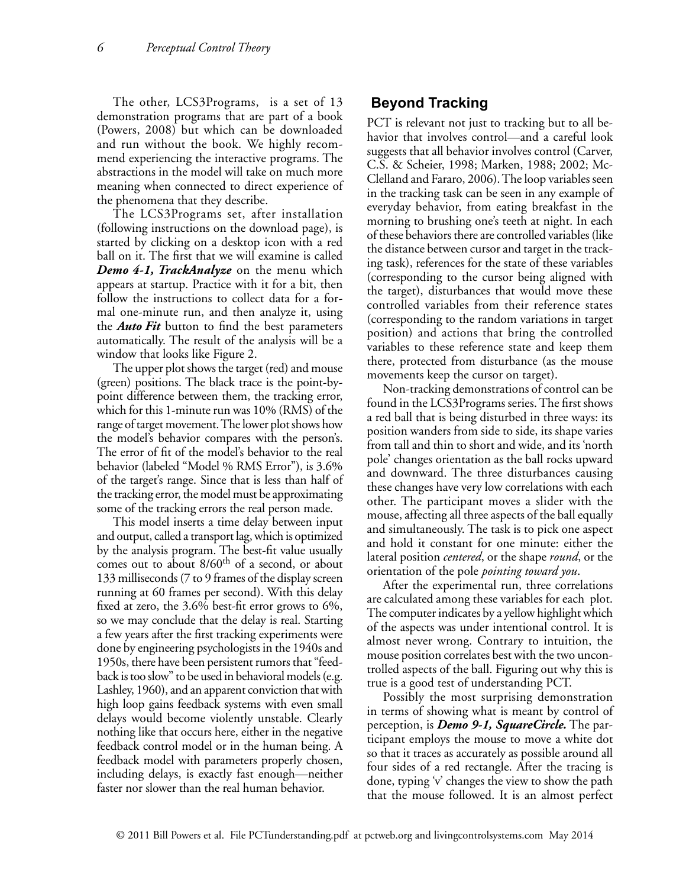The other, LCS3Programs, is a set of 13 demonstration programs that are part of a book (Powers, 2008) but which can be downloaded and run without the book. We highly recommend experiencing the interactive programs. The abstractions in the model will take on much more meaning when connected to direct experience of the phenomena that they describe.

The LCS3Programs set, after installation (following instructions on the download page), is started by clicking on a desktop icon with a red ball on it. The first that we will examine is called ***Demo 4-1, TrackAnalyze*** on the menu which appears at startup. Practice with it for a bit, then follow the instructions to collect data for a formal one-minute run, and then analyze it, using the ***Auto Fit*** button to find the best parameters automatically. The result of the analysis will be a window that looks like Figure 2.

The upper plot shows the target (red) and mouse (green) positions. The black trace is the point-by-point difference between them, the tracking error, which for this 1-minute run was 10% (RMS) of the range of target movement. The lower plot shows how the model's behavior compares with the person's. The error of fit of the model's behavior to the real behavior (labeled "Model % RMS Error"), is 3.6% of the target's range. Since that is less than half of the tracking error, the model must be approximating some of the tracking errors the real person made.

This model inserts a time delay between input and output, called a transport lag, which is optimized by the analysis program. The best-fit value usually comes out to about 8/60th of a second, or about 133 milliseconds (7 to 9 frames of the display screen running at 60 frames per second). With this delay fixed at zero, the 3.6% best-fit error grows to 6%, so we may conclude that the delay is real. Starting a few years after the first tracking experiments were done by engineering psychologists in the 1940s and 1950s, there have been persistent rumors that "feedback is too slow" to be used in behavioral models (e.g. Lashley, 1960), and an apparent conviction that with high loop gains feedback systems with even small delays would become violently unstable. Clearly nothing like that occurs here, either in the negative feedback control model or in the human being. A feedback model with parameters properly chosen, including delays, is exactly fast enough—neither faster nor slower than the real human behavior.

## Beyond Tracking

PCT is relevant not just to tracking but to all behavior that involves control—and a careful look suggests that all behavior involves control (Carver, C.S. & Scheier, 1998; Marken, 1988; 2002; McClelland and Fararo, 2006). The loop variables seen in the tracking task can be seen in any example of everyday behavior, from eating breakfast in the morning to brushing one's teeth at night. In each of these behaviors there are controlled variables (like the distance between cursor and target in the tracking task), references for the state of these variables (corresponding to the cursor being aligned with the target), disturbances that would move these controlled variables from their reference states (corresponding to the random variations in target position) and actions that bring the controlled variables to these reference state and keep them there, protected from disturbance (as the mouse movements keep the cursor on target).

Non-tracking demonstrations of control can be found in the LCS3Programs series. The first shows a red ball that is being disturbed in three ways: its position wanders from side to side, its shape varies from tall and thin to short and wide, and its 'north pole' changes orientation as the ball rocks upward and downward. The three disturbances causing these changes have very low correlations with each other. The participant moves a slider with the mouse, affecting all three aspects of the ball equally and simultaneously. The task is to pick one aspect and hold it constant for one minute: either the lateral position *centered*, or the shape *round*, or the orientation of the pole *pointing toward you*.

After the experimental run, three correlations are calculated among these variables for each plot. The computer indicates by a yellow highlight which of the aspects was under intentional control. It is almost never wrong. Contrary to intuition, the mouse position correlates best with the two uncontrolled aspects of the ball. Figuring out why this is true is a good test of understanding PCT.

Possibly the most surprising demonstration in terms of showing what is meant by control of perception, is ***Demo 9-1, SquareCircle.*** The participant employs the mouse to move a white dot so that it traces as accurately as possible around all four sides of a red rectangle. After the tracing is done, typing 'v' changes the view to show the path that the mouse followed. It is an almost perfect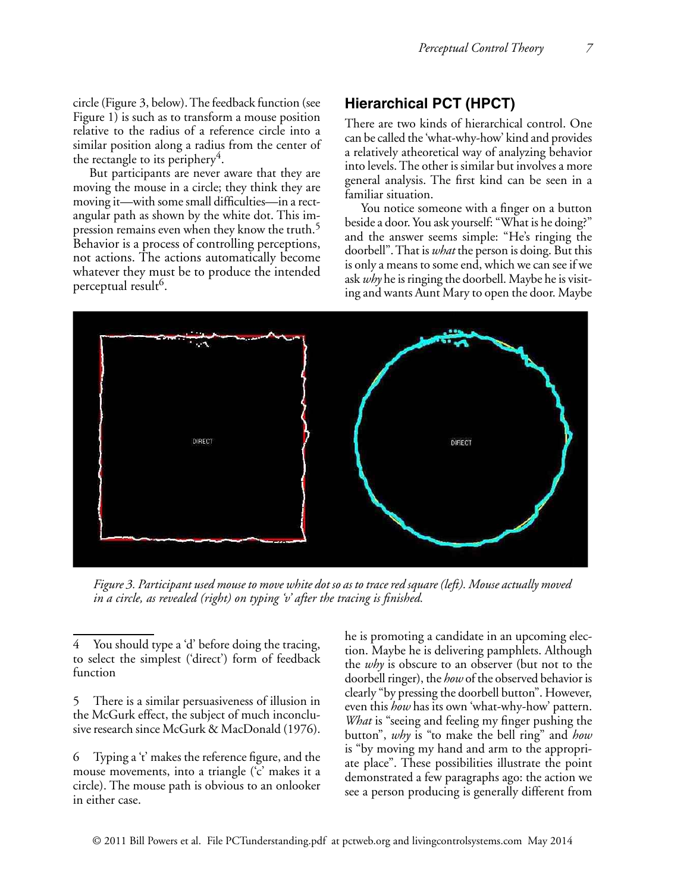circle (Figure 3, below). The feedback function (see Figure 1) is such as to transform a mouse position relative to the radius of a reference circle into a similar position along a radius from the center of the rectangle to its periphery[4].

But participants are never aware that they are moving the mouse in a circle; they think they are moving it—with some small difficulties—in a rectangular path as shown by the white dot. This impression remains even when they know the truth.[5] Behavior is a process of controlling perceptions, not actions. The actions automatically become whatever they must be to produce the intended perceptual result[6].

## Hierarchical PCT (HPCT)

There are two kinds of hierarchical control. One can be called the 'what-why-how' kind and provides a relatively atheoretical way of analyzing behavior into levels. The other is similar but involves a more general analysis. The first kind can be seen in a familiar situation.

You notice someone with a finger on a button beside a door. You ask yourself: "What is he doing?" and the answer seems simple: "He's ringing the doorbell". That is *what* the person is doing. But this is only a means to some end, which we can see if we ask *why* he is ringing the doorbell. Maybe he is visiting and wants Aunt Mary to open the door. Maybe he is promoting a candidate in an upcoming election. Maybe he is delivering pamphlets. Although the *why* is obscure to an observer (but not to the doorbell ringer), the *how* of the observed behavior is clearly "by pressing the doorbell button". However, even this *how* has its own 'what-why-how' pattern. *What* is "seeing and feeling my finger pushing the button", *why* is "to make the bell ring" and *how* is "by moving my hand and arm to the appropriate place". These possibilities illustrate the point demonstrated a few paragraphs ago: the action we see a person producing is generally different from

*Figure 3. Participant used mouse to move white dot so as to trace red square (left). Mouse actually moved in a circle, as revealed (right) on typing 'v' after the tracing is finished.*

---

4 You should type a 'd' before doing the tracing, to select the simplest ('direct') form of feedback function

5 There is a similar persuasiveness of illusion in the McGurk effect, the subject of much inconclusive research since McGurk & MacDonald (1976).

6 Typing a 't' makes the reference figure, and the mouse movements, into a triangle ('c' makes it a circle). The mouse path is obvious to an onlooker in either case.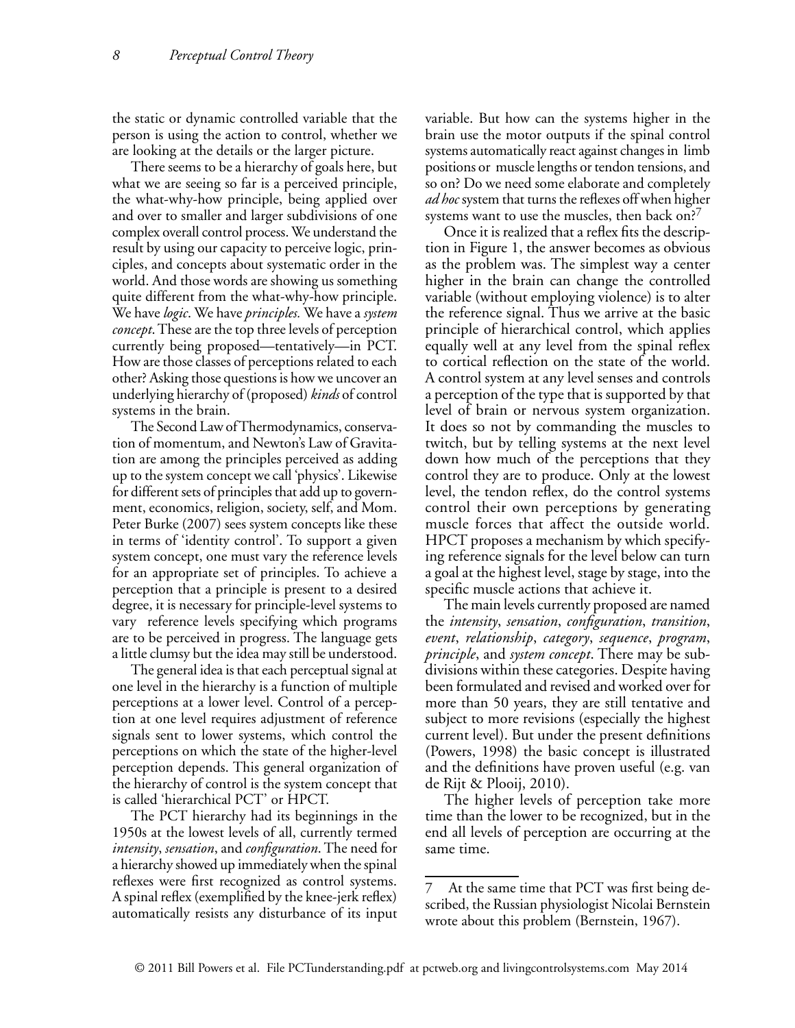the static or dynamic controlled variable that the person is using the action to control, whether we are looking at the details or the larger picture.

There seems to be a hierarchy of goals here, but what we are seeing so far is a perceived principle, the what-why-how principle, being applied over and over to smaller and larger subdivisions of one complex overall control process. We understand the result by using our capacity to perceive logic, principles, and concepts about systematic order in the world. And those words are showing us something quite different from the what-why-how principle. We have *logic*. We have *principles*. We have a *system concept*. These are the top three levels of perception currently being proposed—tentatively—in PCT. How are those classes of perceptions related to each other? Asking those questions is how we uncover an underlying hierarchy of (proposed) *kinds* of control systems in the brain.

The Second Law of Thermodynamics, conservation of momentum, and Newton's Law of Gravitation are among the principles perceived as adding up to the system concept we call 'physics'. Likewise for different sets of principles that add up to government, economics, religion, society, self, and Mom. Peter Burke (2007) sees system concepts like these in terms of 'identity control'. To support a given system concept, one must vary the reference levels for an appropriate set of principles. To achieve a perception that a principle is present to a desired degree, it is necessary for principle-level systems to vary reference levels specifying which programs are to be perceived in progress. The language gets a little clumsy but the idea may still be understood.

The general idea is that each perceptual signal at one level in the hierarchy is a function of multiple perceptions at a lower level. Control of a perception at one level requires adjustment of reference signals sent to lower systems, which control the perceptions on which the state of the higher-level perception depends. This general organization of the hierarchy of control is the system concept that is called 'hierarchical PCT' or HPCT.

The PCT hierarchy had its beginnings in the 1950s at the lowest levels of all, currently termed *intensity*, *sensation*, and *configuration*. The need for a hierarchy showed up immediately when the spinal reflexes were first recognized as control systems. A spinal reflex (exemplified by the knee-jerk reflex) automatically resists any disturbance of its input variable. But how can the systems higher in the brain use the motor outputs if the spinal control systems automatically react against changes in limb positions or muscle lengths or tendon tensions, and so on? Do we need some elaborate and completely *ad hoc* system that turns the reflexes off when higher systems want to use the muscles, then back on?[7]

Once it is realized that a reflex fits the description in Figure 1, the answer becomes as obvious as the problem was. The simplest way a center higher in the brain can change the controlled variable (without employing violence) is to alter the reference signal. Thus we arrive at the basic principle of hierarchical control, which applies equally well at any level from the spinal reflex to cortical reflection on the state of the world. A control system at any level senses and controls a perception of the type that is supported by that level of brain or nervous system organization. It does so not by commanding the muscles to twitch, but by telling systems at the next level down how much of the perceptions that they control they are to produce. Only at the lowest level, the tendon reflex, do the control systems control their own perceptions by generating muscle forces that affect the outside world. HPCT proposes a mechanism by which specifying reference signals for the level below can turn a goal at the highest level, stage by stage, into the specific muscle actions that achieve it.

The main levels currently proposed are named the *intensity*, *sensation*, *configuration*, *transition*, *event*, *relationship*, *category*, *sequence*, *program*, *principle*, and *system concept*. There may be subdivisions within these categories. Despite having been formulated and revised and worked over for more than 50 years, they are still tentative and subject to more revisions (especially the highest current level). But under the present definitions (Powers, 1998) the basic concept is illustrated and the definitions have proven useful (e.g. van de Rijt & Plooij, 2010).

The higher levels of perception take more time than the lower to be recognized, but in the end all levels of perception are occurring at the same time.

---

7 At the same time that PCT was first being described, the Russian physiologist Nicolai Bernstein wrote about this problem (Bernstein, 1967).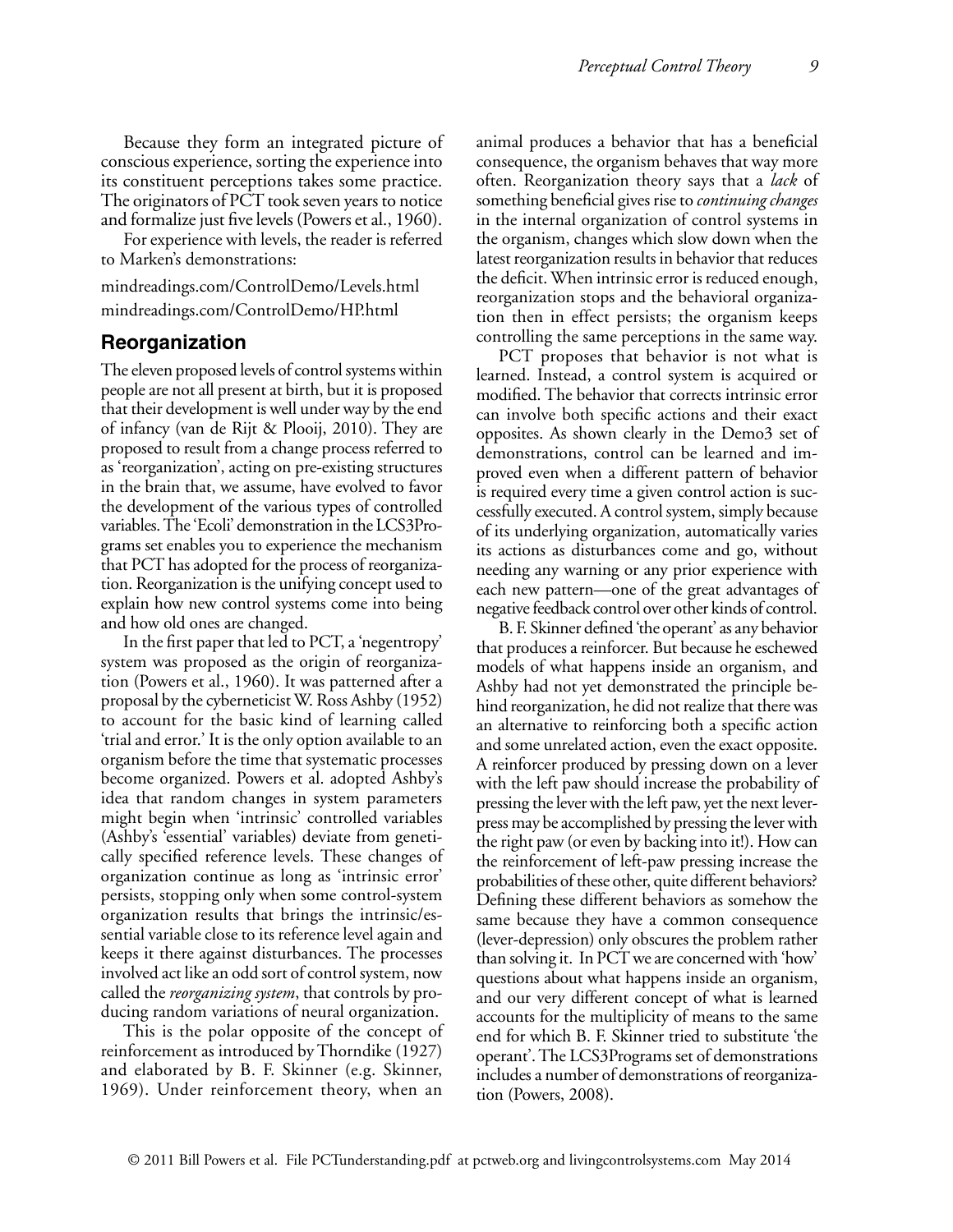Because they form an integrated picture of conscious experience, sorting the experience into its constituent perceptions takes some practice. The originators of PCT took seven years to notice and formalize just five levels (Powers et al., 1960).

For experience with levels, the reader is referred to Marken's demonstrations:

mindreadings.com/ControlDemo/Levels.html
mindreadings.com/ControlDemo/HP.html

## Reorganization

The eleven proposed levels of control systems within people are not all present at birth, but it is proposed that their development is well under way by the end of infancy (van de Rijt & Plooij, 2010). They are proposed to result from a change process referred to as 'reorganization', acting on pre-existing structures in the brain that, we assume, have evolved to favor the development of the various types of controlled variables. The 'Ecoli' demonstration in the LCS3Programs set enables you to experience the mechanism that PCT has adopted for the process of reorganization. Reorganization is the unifying concept used to explain how new control systems come into being and how old ones are changed.

In the first paper that led to PCT, a 'negentropy' system was proposed as the origin of reorganization (Powers et al., 1960). It was patterned after a proposal by the cyberneticist W. Ross Ashby (1952) to account for the basic kind of learning called 'trial and error.' It is the only option available to an organism before the time that systematic processes become organized. Powers et al. adopted Ashby's idea that random changes in system parameters might begin when 'intrinsic' controlled variables (Ashby's 'essential' variables) deviate from genetically specified reference levels. These changes of organization continue as long as 'intrinsic error' persists, stopping only when some control-system organization results that brings the intrinsic/essential variable close to its reference level again and keeps it there against disturbances. The processes involved act like an odd sort of control system, now called the *reorganizing system*, that controls by producing random variations of neural organization.

This is the polar opposite of the concept of reinforcement as introduced by Thorndike (1927) and elaborated by B. F. Skinner (e.g. Skinner, 1969). Under reinforcement theory, when an animal produces a behavior that has a beneficial consequence, the organism behaves that way more often. Reorganization theory says that a *lack* of something beneficial gives rise to *continuing changes* in the internal organization of control systems in the organism, changes which slow down when the latest reorganization results in behavior that reduces the deficit. When intrinsic error is reduced enough, reorganization stops and the behavioral organization then in effect persists; the organism keeps controlling the same perceptions in the same way.

PCT proposes that behavior is not what is learned. Instead, a control system is acquired or modified. The behavior that corrects intrinsic error can involve both specific actions and their exact opposites. As shown clearly in the Demo3 set of demonstrations, control can be learned and improved even when a different pattern of behavior is required every time a given control action is successfully executed. A control system, simply because of its underlying organization, automatically varies its actions as disturbances come and go, without needing any warning or any prior experience with each new pattern—one of the great advantages of negative feedback control over other kinds of control.

B. F. Skinner defined 'the operant' as any behavior that produces a reinforcer. But because he eschewed models of what happens inside an organism, and Ashby had not yet demonstrated the principle behind reorganization, he did not realize that there was an alternative to reinforcing both a specific action and some unrelated action, even the exact opposite. A reinforcer produced by pressing down on a lever with the left paw should increase the probability of pressing the lever with the left paw, yet the next lever-press may be accomplished by pressing the lever with the right paw (or even by backing into it!). How can the reinforcement of left-paw pressing increase the probabilities of these other, quite different behaviors? Defining these different behaviors as somehow the same because they have a common consequence (lever-depression) only obscures the problem rather than solving it. In PCT we are concerned with 'how' questions about what happens inside an organism, and our very different concept of what is learned accounts for the multiplicity of means to the same end for which B. F. Skinner tried to substitute 'the operant'. The LCS3Programs set of demonstrations includes a number of demonstrations of reorganization (Powers, 2008).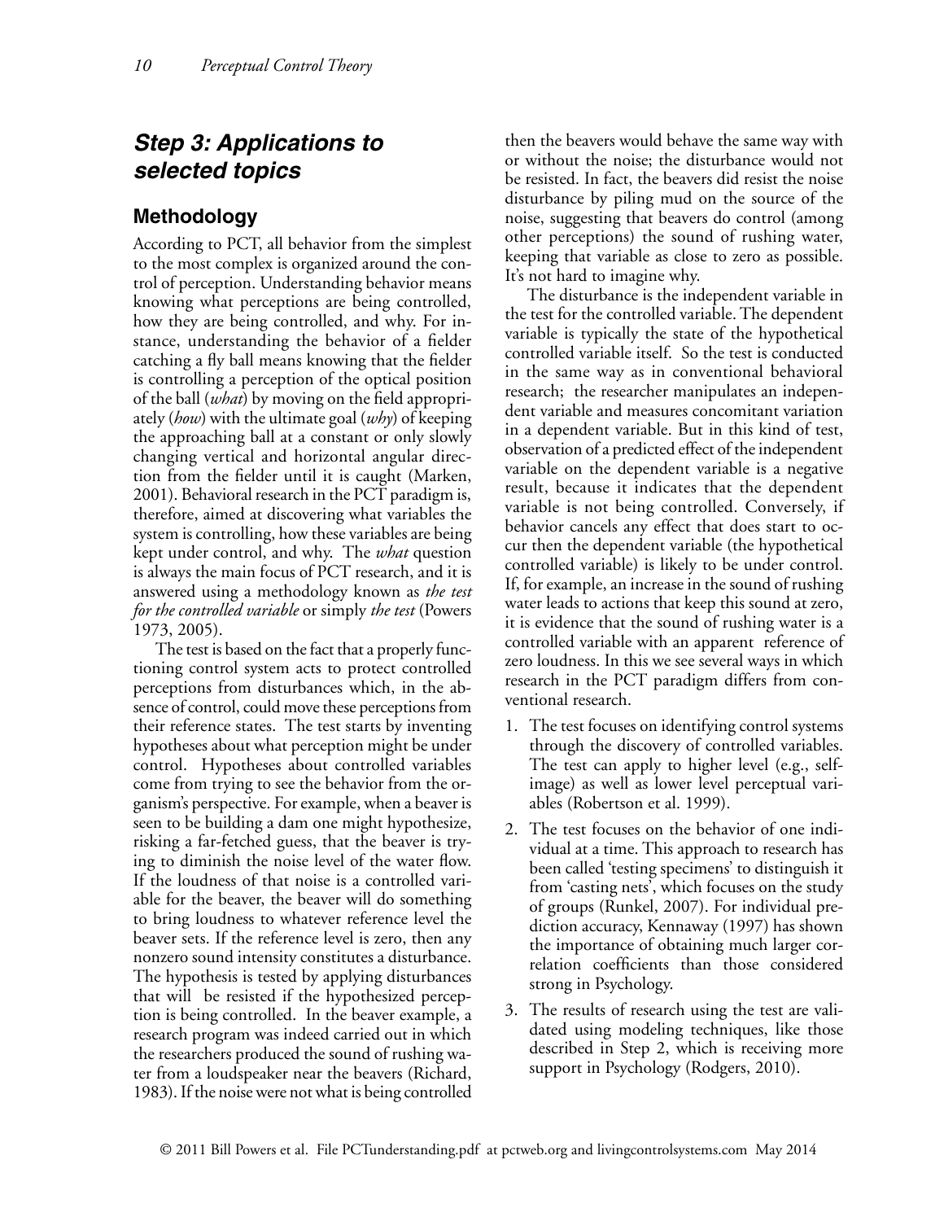## Step 3: Applications to selected topics

### Methodology

According to PCT, all behavior from the simplest to the most complex is organized around the control of perception. Understanding behavior means knowing what perceptions are being controlled, how they are being controlled, and why. For instance, understanding the behavior of a fielder catching a fly ball means knowing that the fielder is controlling a perception of the optical position of the ball (*what*) by moving on the field appropriately (*how*) with the ultimate goal (*why*) of keeping the approaching ball at a constant or only slowly changing vertical and horizontal angular direction from the fielder until it is caught (Marken, 2001). Behavioral research in the PCT paradigm is, therefore, aimed at discovering what variables the system is controlling, how these variables are being kept under control, and why. The *what* question is always the main focus of PCT research, and it is answered using a methodology known as *the test for the controlled variable* or simply *the test* (Powers 1973, 2005).

The test is based on the fact that a properly functioning control system acts to protect controlled perceptions from disturbances which, in the absence of control, could move these perceptions from their reference states. The test starts by inventing hypotheses about what perception might be under control. Hypotheses about controlled variables come from trying to see the behavior from the organism's perspective. For example, when a beaver is seen to be building a dam one might hypothesize, risking a far-fetched guess, that the beaver is trying to diminish the noise level of the water flow. If the loudness of that noise is a controlled variable for the beaver, the beaver will do something to bring loudness to whatever reference level the beaver sets. If the reference level is zero, then any nonzero sound intensity constitutes a disturbance. The hypothesis is tested by applying disturbances that will be resisted if the hypothesized perception is being controlled. In the beaver example, a research program was indeed carried out in which the researchers produced the sound of rushing water from a loudspeaker near the beavers (Richard, 1983). If the noise were not what is being controlled then the beavers would behave the same way with or without the noise; the disturbance would not be resisted. In fact, the beavers did resist the noise disturbance by piling mud on the source of the noise, suggesting that beavers do control (among other perceptions) the sound of rushing water, keeping that variable as close to zero as possible. It's not hard to imagine why.

The disturbance is the independent variable in the test for the controlled variable. The dependent variable is typically the state of the hypothetical controlled variable itself. So the test is conducted in the same way as in conventional behavioral research; the researcher manipulates an independent variable and measures concomitant variation in a dependent variable. But in this kind of test, observation of a predicted effect of the independent variable on the dependent variable is a negative result, because it indicates that the dependent variable is not being controlled. Conversely, if behavior cancels any effect that does start to occur then the dependent variable (the hypothetical controlled variable) is likely to be under control. If, for example, an increase in the sound of rushing water leads to actions that keep this sound at zero, it is evidence that the sound of rushing water is a controlled variable with an apparent reference of zero loudness. In this we see several ways in which research in the PCT paradigm differs from conventional research.

1. The test focuses on identifying control systems through the discovery of controlled variables. The test can apply to higher level (e.g., self-image) as well as lower level perceptual variables (Robertson et al. 1999).
2. The test focuses on the behavior of one individual at a time. This approach to research has been called 'testing specimens' to distinguish it from 'casting nets', which focuses on the study of groups (Runkel, 2007). For individual prediction accuracy, Kennaway (1997) has shown the importance of obtaining much larger correlation coefficients than those considered strong in Psychology.
3. The results of research using the test are validated using modeling techniques, like those described in Step 2, which is receiving more support in Psychology (Rodgers, 2010).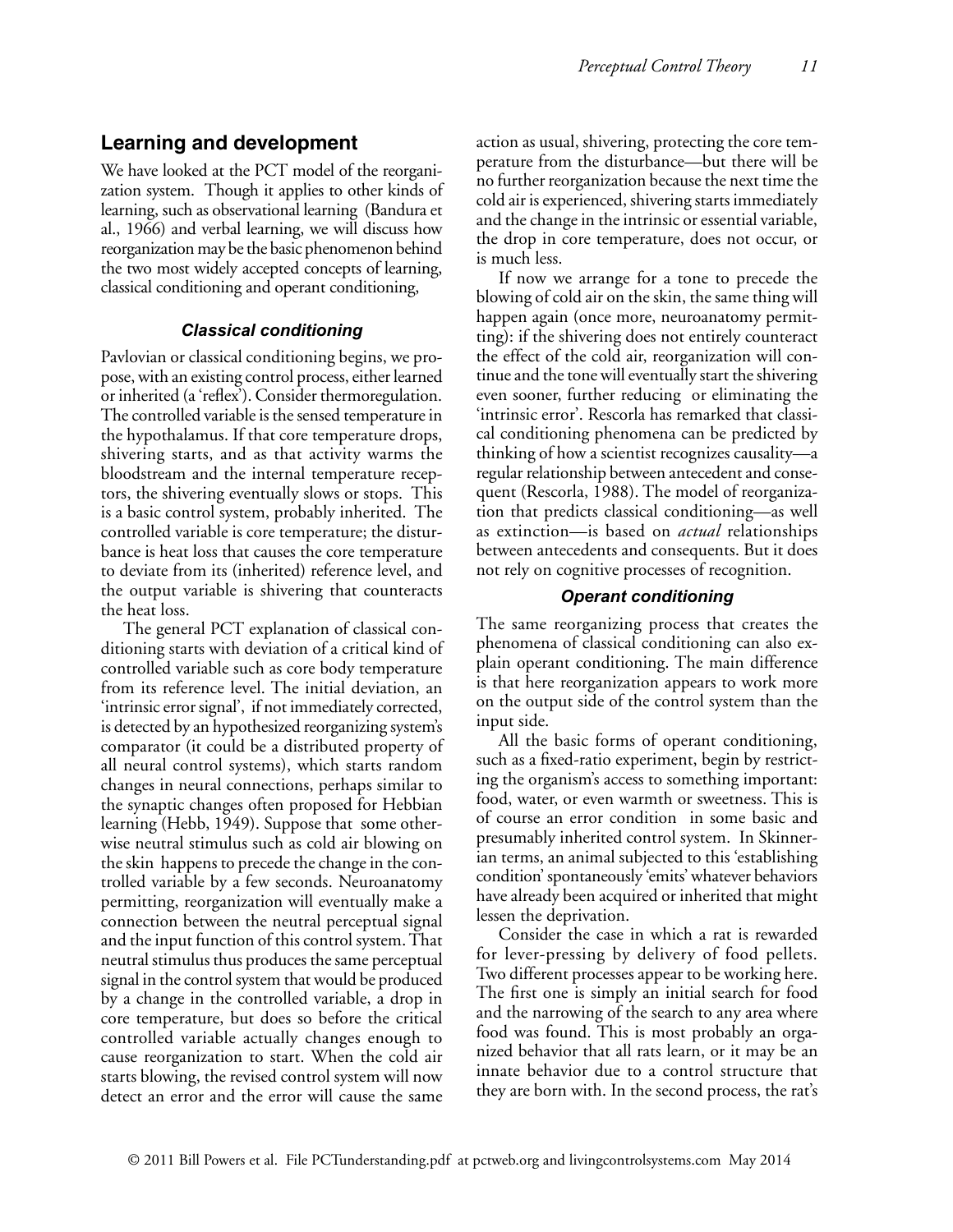## Learning and development

We have looked at the PCT model of the reorganization system. Though it applies to other kinds of learning, such as observational learning (Bandura et al., 1966) and verbal learning, we will discuss how reorganization may be the basic phenomenon behind the two most widely accepted concepts of learning, classical conditioning and operant conditioning,

### *Classical conditioning*

Pavlovian or classical conditioning begins, we propose, with an existing control process, either learned or inherited (a 'reflex'). Consider thermoregulation. The controlled variable is the sensed temperature in the hypothalamus. If that core temperature drops, shivering starts, and as that activity warms the bloodstream and the internal temperature receptors, the shivering eventually slows or stops. This is a basic control system, probably inherited. The controlled variable is core temperature; the disturbance is heat loss that causes the core temperature to deviate from its (inherited) reference level, and the output variable is shivering that counteracts the heat loss.

The general PCT explanation of classical conditioning starts with deviation of a critical kind of controlled variable such as core body temperature from its reference level. The initial deviation, an 'intrinsic error signal', if not immediately corrected, is detected by an hypothesized reorganizing system's comparator (it could be a distributed property of all neural control systems), which starts random changes in neural connections, perhaps similar to the synaptic changes often proposed for Hebbian learning (Hebb, 1949). Suppose that some otherwise neutral stimulus such as cold air blowing on the skin happens to precede the change in the controlled variable by a few seconds. Neuroanatomy permitting, reorganization will eventually make a connection between the neutral perceptual signal and the input function of this control system. That neutral stimulus thus produces the same perceptual signal in the control system that would be produced by a change in the controlled variable, a drop in core temperature, but does so before the critical controlled variable actually changes enough to cause reorganization to start. When the cold air starts blowing, the revised control system will now detect an error and the error will cause the same action as usual, shivering, protecting the core temperature from the disturbance—but there will be no further reorganization because the next time the cold air is experienced, shivering starts immediately and the change in the intrinsic or essential variable, the drop in core temperature, does not occur, or is much less.

If now we arrange for a tone to precede the blowing of cold air on the skin, the same thing will happen again (once more, neuroanatomy permitting): if the shivering does not entirely counteract the effect of the cold air, reorganization will continue and the tone will eventually start the shivering even sooner, further reducing or eliminating the 'intrinsic error'. Rescorla has remarked that classical conditioning phenomena can be predicted by thinking of how a scientist recognizes causality—a regular relationship between antecedent and consequent (Rescorla, 1988). The model of reorganization that predicts classical conditioning—as well as extinction—is based on *actual* relationships between antecedents and consequents. But it does not rely on cognitive processes of recognition.

### *Operant conditioning*

The same reorganizing process that creates the phenomena of classical conditioning can also explain operant conditioning. The main difference is that here reorganization appears to work more on the output side of the control system than the input side.

All the basic forms of operant conditioning, such as a fixed-ratio experiment, begin by restricting the organism's access to something important: food, water, or even warmth or sweetness. This is of course an error condition in some basic and presumably inherited control system. In Skinnerian terms, an animal subjected to this 'establishing condition' spontaneously 'emits' whatever behaviors have already been acquired or inherited that might lessen the deprivation.

Consider the case in which a rat is rewarded for lever-pressing by delivery of food pellets. Two different processes appear to be working here. The first one is simply an initial search for food and the narrowing of the search to any area where food was found. This is most probably an organized behavior that all rats learn, or it may be an innate behavior due to a control structure that they are born with. In the second process, the rat's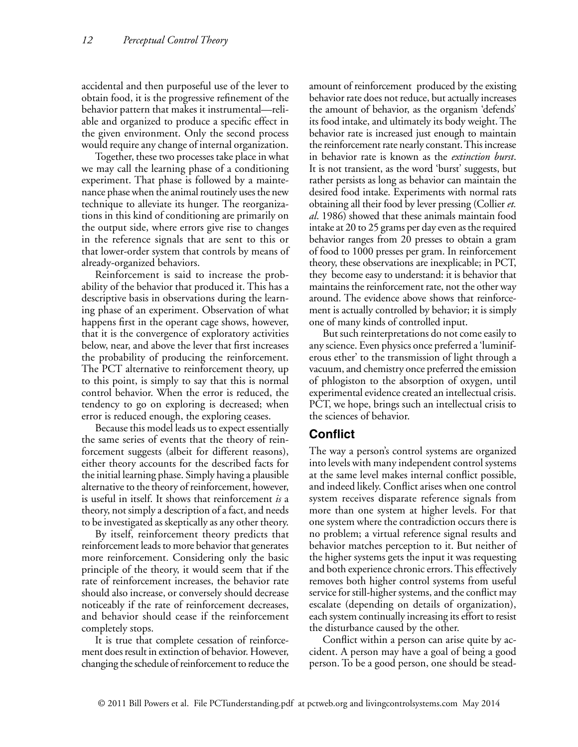accidental and then purposeful use of the lever to obtain food, it is the progressive refinement of the behavior pattern that makes it instrumental—reliable and organized to produce a specific effect in the given environment. Only the second process would require any change of internal organization.

Together, these two processes take place in what we may call the learning phase of a conditioning experiment. That phase is followed by a maintenance phase when the animal routinely uses the new technique to alleviate its hunger. The reorganizations in this kind of conditioning are primarily on the output side, where errors give rise to changes in the reference signals that are sent to this or that lower-order system that controls by means of already-organized behaviors.

Reinforcement is said to increase the probability of the behavior that produced it. This has a descriptive basis in observations during the learning phase of an experiment. Observation of what happens first in the operant cage shows, however, that it is the convergence of exploratory activities below, near, and above the lever that first increases the probability of producing the reinforcement. The PCT alternative to reinforcement theory, up to this point, is simply to say that this is normal control behavior. When the error is reduced, the tendency to go on exploring is decreased; when error is reduced enough, the exploring ceases.

Because this model leads us to expect essentially the same series of events that the theory of reinforcement suggests (albeit for different reasons), either theory accounts for the described facts for the initial learning phase. Simply having a plausible alternative to the theory of reinforcement, however, is useful in itself. It shows that reinforcement *is* a theory, not simply a description of a fact, and needs to be investigated as skeptically as any other theory.

By itself, reinforcement theory predicts that reinforcement leads to more behavior that generates more reinforcement. Considering only the basic principle of the theory, it would seem that if the rate of reinforcement increases, the behavior rate should also increase, or conversely should decrease noticeably if the rate of reinforcement decreases, and behavior should cease if the reinforcement completely stops.

It is true that complete cessation of reinforcement does result in extinction of behavior. However, changing the schedule of reinforcement to reduce the amount of reinforcement produced by the existing behavior rate does not reduce, but actually increases the amount of behavior, as the organism 'defends' its food intake, and ultimately its body weight. The behavior rate is increased just enough to maintain the reinforcement rate nearly constant. This increase in behavior rate is known as the *extinction burst*. It is not transient, as the word 'burst' suggests, but rather persists as long as behavior can maintain the desired food intake. Experiments with normal rats obtaining all their food by lever pressing (Collier *et. al*. 1986) showed that these animals maintain food intake at 20 to 25 grams per day even as the required behavior ranges from 20 presses to obtain a gram of food to 1000 presses per gram. In reinforcement theory, these observations are inexplicable; in PCT, they become easy to understand: it is behavior that maintains the reinforcement rate, not the other way around. The evidence above shows that reinforcement is actually controlled by behavior; it is simply one of many kinds of controlled input.

But such reinterpretations do not come easily to any science. Even physics once preferred a 'luminiferous ether' to the transmission of light through a vacuum, and chemistry once preferred the emission of phlogiston to the absorption of oxygen, until experimental evidence created an intellectual crisis. PCT, we hope, brings such an intellectual crisis to the sciences of behavior.

## Conflict

The way a person's control systems are organized into levels with many independent control systems at the same level makes internal conflict possible, and indeed likely. Conflict arises when one control system receives disparate reference signals from more than one system at higher levels. For that one system where the contradiction occurs there is no problem; a virtual reference signal results and behavior matches perception to it. But neither of the higher systems gets the input it was requesting and both experience chronic errors. This effectively removes both higher control systems from useful service for still-higher systems, and the conflict may escalate (depending on details of organization), each system continually increasing its effort to resist the disturbance caused by the other.

Conflict within a person can arise quite by accident. A person may have a goal of being a good person. To be a good person, one should be stead-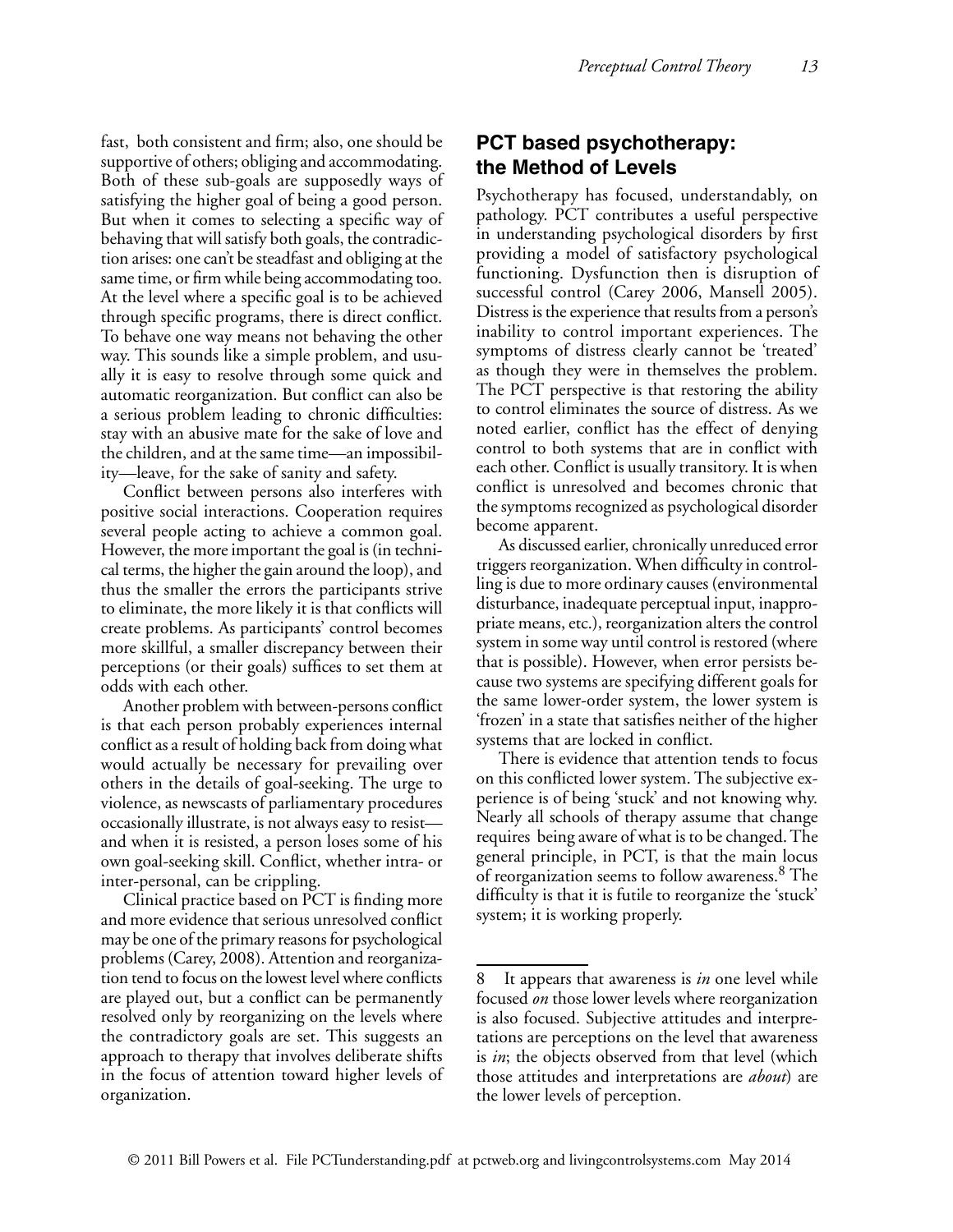fast, both consistent and firm; also, one should be supportive of others; obliging and accommodating. Both of these sub-goals are supposedly ways of satisfying the higher goal of being a good person. But when it comes to selecting a specific way of behaving that will satisfy both goals, the contradiction arises: one can't be steadfast and obliging at the same time, or firm while being accommodating too. At the level where a specific goal is to be achieved through specific programs, there is direct conflict. To behave one way means not behaving the other way. This sounds like a simple problem, and usually it is easy to resolve through some quick and automatic reorganization. But conflict can also be a serious problem leading to chronic difficulties: stay with an abusive mate for the sake of love and the children, and at the same time—an impossibility—leave, for the sake of sanity and safety.

Conflict between persons also interferes with positive social interactions. Cooperation requires several people acting to achieve a common goal. However, the more important the goal is (in technical terms, the higher the gain around the loop), and thus the smaller the errors the participants strive to eliminate, the more likely it is that conflicts will create problems. As participants' control becomes more skillful, a smaller discrepancy between their perceptions (or their goals) suffices to set them at odds with each other.

Another problem with between-persons conflict is that each person probably experiences internal conflict as a result of holding back from doing what would actually be necessary for prevailing over others in the details of goal-seeking. The urge to violence, as newscasts of parliamentary procedures occasionally illustrate, is not always easy to resist—and when it is resisted, a person loses some of his own goal-seeking skill. Conflict, whether intra- or inter-personal, can be crippling.

Clinical practice based on PCT is finding more and more evidence that serious unresolved conflict may be one of the primary reasons for psychological problems (Carey, 2008). Attention and reorganization tend to focus on the lowest level where conflicts are played out, but a conflict can be permanently resolved only by reorganizing on the levels where the contradictory goals are set. This suggests an approach to therapy that involves deliberate shifts in the focus of attention toward higher levels of organization.

## PCT based psychotherapy: the Method of Levels

Psychotherapy has focused, understandably, on pathology. PCT contributes a useful perspective in understanding psychological disorders by first providing a model of satisfactory psychological functioning. Dysfunction then is disruption of successful control (Carey 2006, Mansell 2005). Distress is the experience that results from a person's inability to control important experiences. The symptoms of distress clearly cannot be 'treated' as though they were in themselves the problem. The PCT perspective is that restoring the ability to control eliminates the source of distress. As we noted earlier, conflict has the effect of denying control to both systems that are in conflict with each other. Conflict is usually transitory. It is when conflict is unresolved and becomes chronic that the symptoms recognized as psychological disorder become apparent.

As discussed earlier, chronically unreduced error triggers reorganization. When difficulty in controlling is due to more ordinary causes (environmental disturbance, inadequate perceptual input, inappropriate means, etc.), reorganization alters the control system in some way until control is restored (where that is possible). However, when error persists because two systems are specifying different goals for the same lower-order system, the lower system is 'frozen' in a state that satisfies neither of the higher systems that are locked in conflict.

There is evidence that attention tends to focus on this conflicted lower system. The subjective experience is of being 'stuck' and not knowing why. Nearly all schools of therapy assume that change requires being aware of what is to be changed. The general principle, in PCT, is that the main locus of reorganization seems to follow awareness.[8] The difficulty is that it is futile to reorganize the 'stuck' system; it is working properly.

---

8 It appears that awareness is *in* one level while focused *on* those lower levels where reorganization is also focused. Subjective attitudes and interpretations are perceptions on the level that awareness is *in*; the objects observed from that level (which those attitudes and interpretations are *about*) are the lower levels of perception.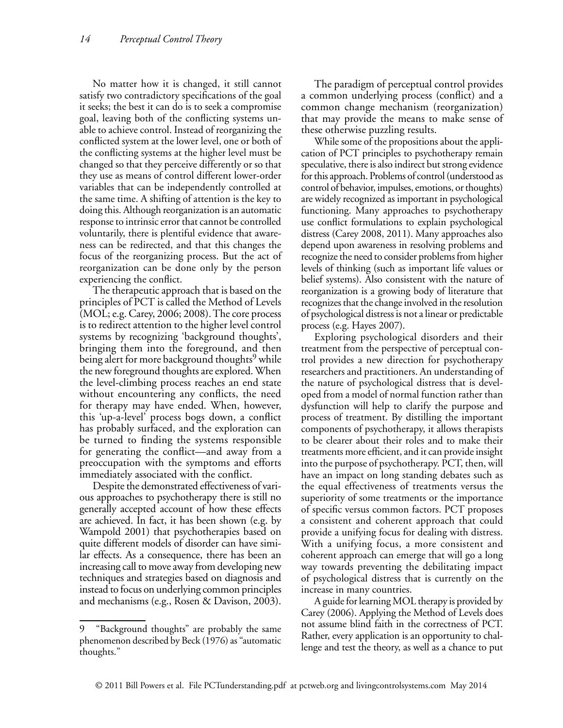No matter how it is changed, it still cannot satisfy two contradictory specifications of the goal it seeks; the best it can do is to seek a compromise goal, leaving both of the conflicting systems unable to achieve control. Instead of reorganizing the conflicted system at the lower level, one or both of the conflicting systems at the higher level must be changed so that they perceive differently or so that they use as means of control different lower-order variables that can be independently controlled at the same time. A shifting of attention is the key to doing this. Although reorganization is an automatic response to intrinsic error that cannot be controlled voluntarily, there is plentiful evidence that awareness can be redirected, and that this changes the focus of the reorganizing process. But the act of reorganization can be done only by the person experiencing the conflict.

The therapeutic approach that is based on the principles of PCT is called the Method of Levels (MOL; e.g. Carey, 2006; 2008). The core process is to redirect attention to the higher level control systems by recognizing 'background thoughts', bringing them into the foreground, and then being alert for more background thoughts[9] while the new foreground thoughts are explored. When the level-climbing process reaches an end state without encountering any conflicts, the need for therapy may have ended. When, however, this 'up-a-level' process bogs down, a conflict has probably surfaced, and the exploration can be turned to finding the systems responsible for generating the conflict—and away from a preoccupation with the symptoms and efforts immediately associated with the conflict.

Despite the demonstrated effectiveness of various approaches to psychotherapy there is still no generally accepted account of how these effects are achieved. In fact, it has been shown (e.g. by Wampold 2001) that psychotherapies based on quite different models of disorder can have similar effects. As a consequence, there has been an increasing call to move away from developing new techniques and strategies based on diagnosis and instead to focus on underlying common principles and mechanisms (e.g., Rosen & Davison, 2003).

The paradigm of perceptual control provides a common underlying process (conflict) and a common change mechanism (reorganization) that may provide the means to make sense of these otherwise puzzling results.

While some of the propositions about the application of PCT principles to psychotherapy remain speculative, there is also indirect but strong evidence for this approach. Problems of control (understood as control of behavior, impulses, emotions, or thoughts) are widely recognized as important in psychological functioning. Many approaches to psychotherapy use conflict formulations to explain psychological distress (Carey 2008, 2011). Many approaches also depend upon awareness in resolving problems and recognize the need to consider problems from higher levels of thinking (such as important life values or belief systems). Also consistent with the nature of reorganization is a growing body of literature that recognizes that the change involved in the resolution of psychological distress is not a linear or predictable process (e.g. Hayes 2007).

Exploring psychological disorders and their treatment from the perspective of perceptual control provides a new direction for psychotherapy researchers and practitioners. An understanding of the nature of psychological distress that is developed from a model of normal function rather than dysfunction will help to clarify the purpose and process of treatment. By distilling the important components of psychotherapy, it allows therapists to be clearer about their roles and to make their treatments more efficient, and it can provide insight into the purpose of psychotherapy. PCT, then, will have an impact on long standing debates such as the equal effectiveness of treatments versus the superiority of some treatments or the importance of specific versus common factors. PCT proposes a consistent and coherent approach that could provide a unifying focus for dealing with distress. With a unifying focus, a more consistent and coherent approach can emerge that will go a long way towards preventing the debilitating impact of psychological distress that is currently on the increase in many countries.

A guide for learning MOL therapy is provided by Carey (2006). Applying the Method of Levels does not assume blind faith in the correctness of PCT. Rather, every application is an opportunity to challenge and test the theory, as well as a chance to put

---

[9] "Background thoughts" are probably the same phenomenon described by Beck (1976) as "automatic thoughts."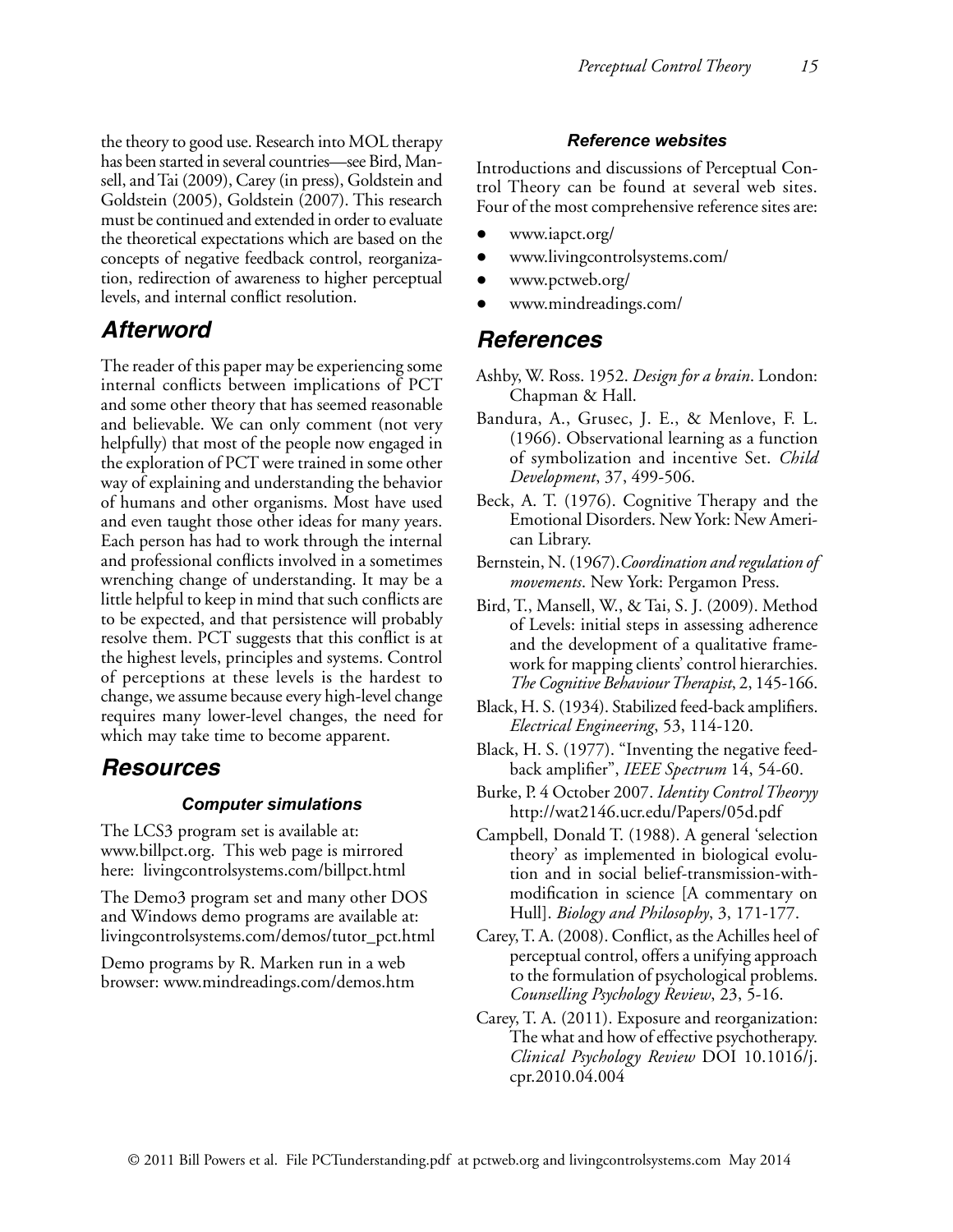the theory to good use. Research into MOL therapy has been started in several countries—see Bird, Mansell, and Tai (2009), Carey (in press), Goldstein and Goldstein (2005), Goldstein (2007). This research must be continued and extended in order to evaluate the theoretical expectations which are based on the concepts of negative feedback control, reorganization, redirection of awareness to higher perceptual levels, and internal conflict resolution.

## Afterword

The reader of this paper may be experiencing some internal conflicts between implications of PCT and some other theory that has seemed reasonable and believable. We can only comment (not very helpfully) that most of the people now engaged in the exploration of PCT were trained in some other way of explaining and understanding the behavior of humans and other organisms. Most have used and even taught those other ideas for many years. Each person has had to work through the internal and professional conflicts involved in a sometimes wrenching change of understanding. It may be a little helpful to keep in mind that such conflicts are to be expected, and that persistence will probably resolve them. PCT suggests that this conflict is at the highest levels, principles and systems. Control of perceptions at these levels is the hardest to change, we assume because every high-level change requires many lower-level changes, the need for which may take time to become apparent.

## Resources

### Computer simulations

The LCS3 program set is available at: www.billpct.org. This web page is mirrored here: livingcontrolsystems.com/billpct.html

The Demo3 program set and many other DOS and Windows demo programs are available at: livingcontrolsystems.com/demos/tutor_pct.html

Demo programs by R. Marken run in a web browser: www.mindreadings.com/demos.htm

### Reference websites

Introductions and discussions of Perceptual Control Theory can be found at several web sites. Four of the most comprehensive reference sites are:

- www.iapct.org/
- www.livingcontrolsystems.com/
- www.pctweb.org/
- www.mindreadings.com/

## References

Ashby, W. Ross. 1952. *Design for a brain*. London: Chapman & Hall.

Bandura, A., Grusec, J. E., & Menlove, F. L. (1966). Observational learning as a function of symbolization and incentive Set. *Child Development*, 37, 499-506.

Beck, A. T. (1976). Cognitive Therapy and the Emotional Disorders. New York: New American Library.

Bernstein, N. (1967).*Coordination and regulation of movements*. New York: Pergamon Press.

Bird, T., Mansell, W., & Tai, S. J. (2009). Method of Levels: initial steps in assessing adherence and the development of a qualitative framework for mapping clients' control hierarchies. *The Cognitive Behaviour Therapist*, 2, 145-166.

Black, H. S. (1934). Stabilized feed-back amplifiers. *Electrical Engineering*, 53, 114-120.

Black, H. S. (1977). "Inventing the negative feedback amplifier", *IEEE Spectrum* 14, 54-60.

Burke, P. 4 October 2007. *Identity Control Theoryy* http://wat2146.ucr.edu/Papers/05d.pdf

Campbell, Donald T. (1988). A general 'selection theory' as implemented in biological evolution and in social belief-transmission-with-modification in science [A commentary on Hull]. *Biology and Philosophy*, 3, 171-177.

Carey, T. A. (2008). Conflict, as the Achilles heel of perceptual control, offers a unifying approach to the formulation of psychological problems. *Counselling Psychology Review*, 23, 5-16.

Carey, T. A. (2011). Exposure and reorganization: The what and how of effective psychotherapy. *Clinical Psychology Review* DOI 10.1016/j.cpr.2010.04.004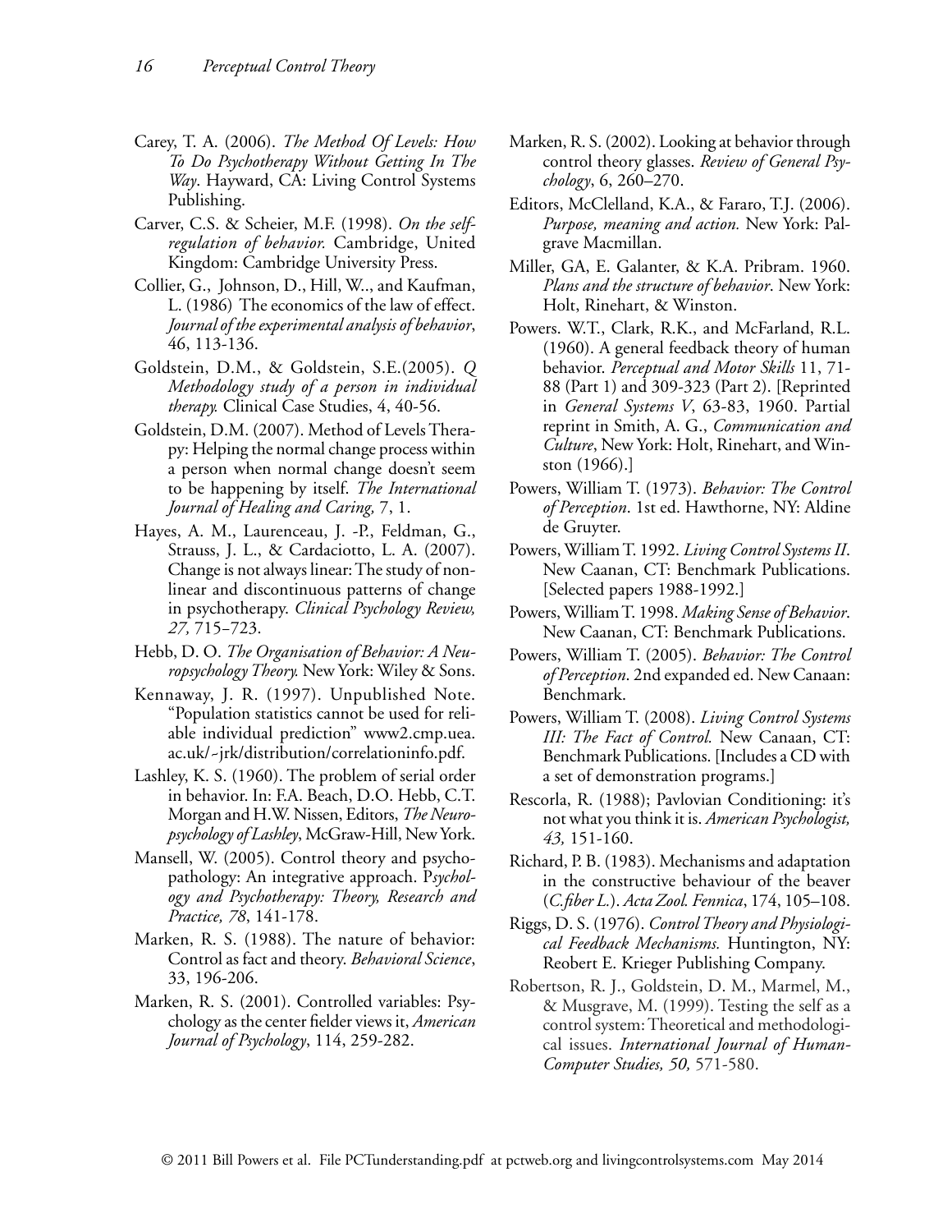Carey, T. A. (2006). *The Method Of Levels: How To Do Psychotherapy Without Getting In The Way*. Hayward, CA: Living Control Systems Publishing.

Carver, C.S. & Scheier, M.F. (1998). *On the self-regulation of behavior.* Cambridge, United Kingdom: Cambridge University Press.

Collier, G., Johnson, D., Hill, W.., and Kaufman, L. (1986) The economics of the law of effect. *Journal of the experimental analysis of behavior*, 46, 113-136.

Goldstein, D.M., & Goldstein, S.E.(2005). *Q Methodology study of a person in individual therapy.* Clinical Case Studies, 4, 40-56.

Goldstein, D.M. (2007). Method of Levels Therapy: Helping the normal change process within a person when normal change doesn't seem to be happening by itself. *The International Journal of Healing and Caring,* 7, 1.

Hayes, A. M., Laurenceau, J. -P., Feldman, G., Strauss, J. L., & Cardaciotto, L. A. (2007). Change is not always linear: The study of nonlinear and discontinuous patterns of change in psychotherapy. *Clinical Psychology Review, 27,* 715–723.

Hebb, D. O. *The Organisation of Behavior: A Neuropsychology Theory.* New York: Wiley & Sons.

Kennaway, J. R. (1997). Unpublished Note. "Population statistics cannot be used for reliable individual prediction" www2.cmp.uea.ac.uk/~jrk/distribution/correlationinfo.pdf.

Lashley, K. S. (1960). The problem of serial order in behavior. In: F.A. Beach, D.O. Hebb, C.T. Morgan and H.W. Nissen, Editors, *The Neuropsychology of Lashley*, McGraw-Hill, New York.

Mansell, W. (2005). Control theory and psychopathology: An integrative approach. P*sychology and Psychotherapy: Theory, Research and Practice, 78*, 141-178.

Marken, R. S. (1988). The nature of behavior: Control as fact and theory. *Behavioral Science*, 33, 196-206.

Marken, R. S. (2001). Controlled variables: Psychology as the center fielder views it, *American Journal of Psychology*, 114, 259-282.

Marken, R. S. (2002). Looking at behavior through control theory glasses. *Review of General Psychology*, 6, 260–270.

Editors, McClelland, K.A., & Fararo, T.J. (2006). *Purpose, meaning and action.* New York: Palgrave Macmillan.

Miller, GA, E. Galanter, & K.A. Pribram. 1960. *Plans and the structure of behavior*. New York: Holt, Rinehart, & Winston.

Powers. W.T., Clark, R.K., and McFarland, R.L. (1960). A general feedback theory of human behavior. *Perceptual and Motor Skills* 11, 71-88 (Part 1) and 309-323 (Part 2). [Reprinted in *General Systems V*, 63-83, 1960. Partial reprint in Smith, A. G., *Communication and Culture*, New York: Holt, Rinehart, and Winston (1966).]

Powers, William T. (1973). *Behavior: The Control of Perception*. 1st ed. Hawthorne, NY: Aldine de Gruyter.

Powers, William T. 1992. *Living Control Systems II*. New Caanan, CT: Benchmark Publications. [Selected papers 1988-1992.]

Powers, William T. 1998. *Making Sense of Behavior*. New Caanan, CT: Benchmark Publications.

Powers, William T. (2005). *Behavior: The Control of Perception*. 2nd expanded ed. New Canaan: Benchmark.

Powers, William T. (2008). *Living Control Systems III: The Fact of Control.* New Canaan, CT: Benchmark Publications. [Includes a CD with a set of demonstration programs.]

Rescorla, R. (1988); Pavlovian Conditioning: it's not what you think it is. *American Psychologist, 43,* 151-160.

Richard, P. B. (1983). Mechanisms and adaptation in the constructive behaviour of the beaver (*C.fiber L.*). *Acta Zool. Fennica*, 174, 105–108.

Riggs, D. S. (1976). *Control Theory and Physiological Feedback Mechanisms.* Huntington, NY: Reobert E. Krieger Publishing Company.

Robertson, R. J., Goldstein, D. M., Marmel, M., & Musgrave, M. (1999). Testing the self as a control system: Theoretical and methodological issues. *International Journal of Human-Computer Studies, 50,* 571-580.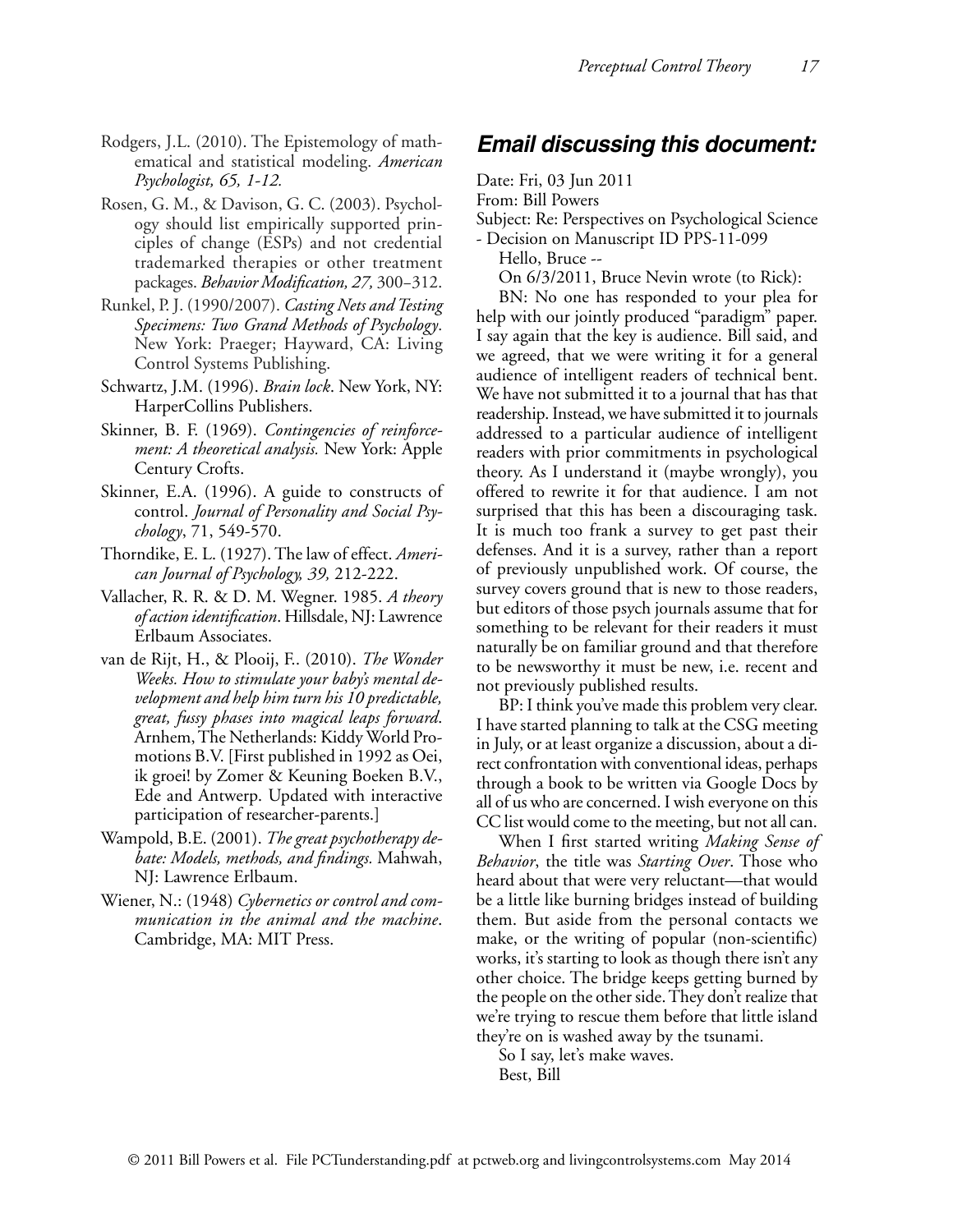Rodgers, J.L. (2010). The Epistemology of mathematical and statistical modeling. *American Psychologist, 65, 1-12.*

Rosen, G. M., & Davison, G. C. (2003). Psychology should list empirically supported principles of change (ESPs) and not credential trademarked therapies or other treatment packages. *Behavior Modification, 27,* 300–312.

Runkel, P. J. (1990/2007). *Casting Nets and Testing Specimens: Two Grand Methods of Psychology.* New York: Praeger; Hayward, CA: Living Control Systems Publishing.

Schwartz, J.M. (1996). *Brain lock*. New York, NY: HarperCollins Publishers.

Skinner, B. F. (1969). *Contingencies of reinforcement: A theoretical analysis.* New York: Apple Century Crofts.

Skinner, E.A. (1996). A guide to constructs of control. *Journal of Personality and Social Psychology*, 71, 549-570.

Thorndike, E. L. (1927). The law of effect. *American Journal of Psychology, 39,* 212-222.

Vallacher, R. R. & D. M. Wegner. 1985. *A theory of action identification*. Hillsdale, NJ: Lawrence Erlbaum Associates.

van de Rijt, H., & Plooij, F.. (2010). *The Wonder Weeks. How to stimulate your baby's mental development and help him turn his 10 predictable, great, fussy phases into magical leaps forward.* Arnhem, The Netherlands: Kiddy World Promotions B.V. [First published in 1992 as Oei, ik groei! by Zomer & Keuning Boeken B.V., Ede and Antwerp. Updated with interactive participation of researcher-parents.]

Wampold, B.E. (2001). *The great psychotherapy debate: Models, methods, and findings.* Mahwah, NJ: Lawrence Erlbaum.

Wiener, N.: (1948) *Cybernetics or control and communication in the animal and the machine*. Cambridge, MA: MIT Press.

## *Email discussing this document:*

Date: Fri, 03 Jun 2011
From: Bill Powers
Subject: Re: Perspectives on Psychological Science - Decision on Manuscript ID PPS-11-099

Hello, Bruce --

On 6/3/2011, Bruce Nevin wrote (to Rick):

BN: No one has responded to your plea for help with our jointly produced "paradigm" paper. I say again that the key is audience. Bill said, and we agreed, that we were writing it for a general audience of intelligent readers of technical bent. We have not submitted it to a journal that has that readership. Instead, we have submitted it to journals addressed to a particular audience of intelligent readers with prior commitments in psychological theory. As I understand it (maybe wrongly), you offered to rewrite it for that audience. I am not surprised that this has been a discouraging task. It is much too frank a survey to get past their defenses. And it is a survey, rather than a report of previously unpublished work. Of course, the survey covers ground that is new to those readers, but editors of those psych journals assume that for something to be relevant for their readers it must naturally be on familiar ground and that therefore to be newsworthy it must be new, i.e. recent and not previously published results.

BP: I think you've made this problem very clear. I have started planning to talk at the CSG meeting in July, or at least organize a discussion, about a direct confrontation with conventional ideas, perhaps through a book to be written via Google Docs by all of us who are concerned. I wish everyone on this CC list would come to the meeting, but not all can.

When I first started writing *Making Sense of Behavior*, the title was *Starting Over*. Those who heard about that were very reluctant—that would be a little like burning bridges instead of building them. But aside from the personal contacts we make, or the writing of popular (non-scientific) works, it's starting to look as though there isn't any other choice. The bridge keeps getting burned by the people on the other side. They don't realize that we're trying to rescue them before that little island they're on is washed away by the tsunami.

So I say, let's make waves.

Best, Bill